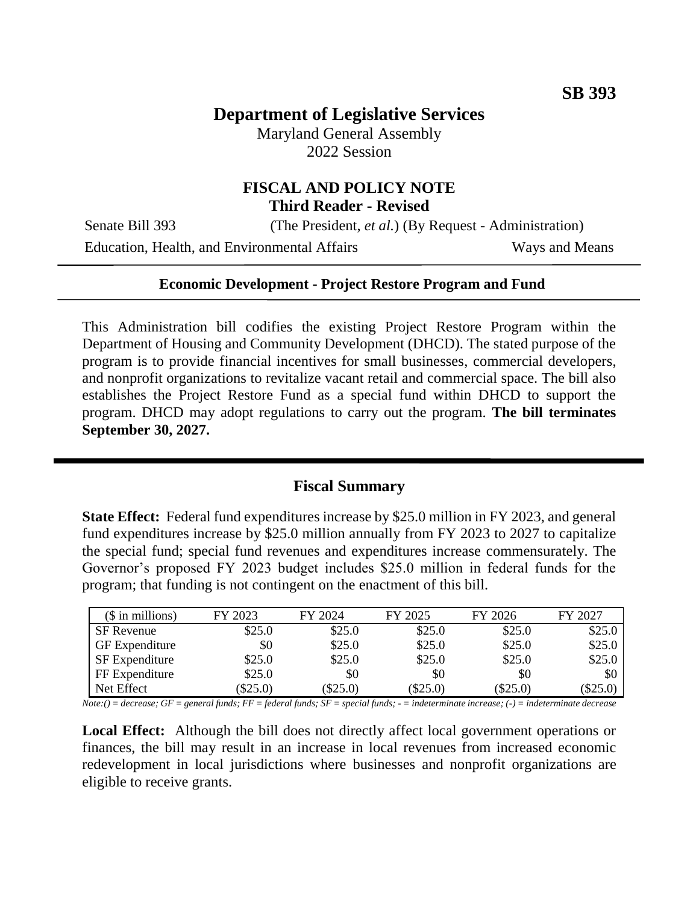**SB 393**

# Department of Legislative Services

Maryland General Assembly
2022 Session

## FISCAL AND POLICY NOTE
### Third Reader - Revised

Senate Bill 393 (The President, *et al.*) (By Request - Administration)

Education, Health, and Environmental Affairs Ways and Means

---

**Economic Development - Project Restore Program and Fund**

---

This Administration bill codifies the existing Project Restore Program within the Department of Housing and Community Development (DHCD). The stated purpose of the program is to provide financial incentives for small businesses, commercial developers, and nonprofit organizations to revitalize vacant retail and commercial space. The bill also establishes the Project Restore Fund as a special fund within DHCD to support the program. DHCD may adopt regulations to carry out the program. **The bill terminates September 30, 2027.**

---

## Fiscal Summary

**State Effect:** Federal fund expenditures increase by $25.0 million in FY 2023, and general fund expenditures increase by $25.0 million annually from FY 2023 to 2027 to capitalize the special fund; special fund revenues and expenditures increase commensurately. The Governor's proposed FY 2023 budget includes $25.0 million in federal funds for the program; that funding is not contingent on the enactment of this bill.

| ($ in millions) | FY 2023 | FY 2024 | FY 2025 | FY 2026 | FY 2027 |
|---|---|---|---|---|---|
| SF Revenue | $25.0 | $25.0 | $25.0 | $25.0 | $25.0 |
| GF Expenditure | $0 | $25.0 | $25.0 | $25.0 | $25.0 |
| SF Expenditure | $25.0 | $25.0 | $25.0 | $25.0 | $25.0 |
| FF Expenditure | $25.0 | $0 | $0 | $0 | $0 |
| Net Effect | ($25.0) | ($25.0) | ($25.0) | ($25.0) | ($25.0) |

*Note:() = decrease; GF = general funds; FF = federal funds; SF = special funds; - = indeterminate increase; (-) = indeterminate decrease*

**Local Effect:** Although the bill does not directly affect local government operations or finances, the bill may result in an increase in local revenues from increased economic redevelopment in local jurisdictions where businesses and nonprofit organizations are eligible to receive grants.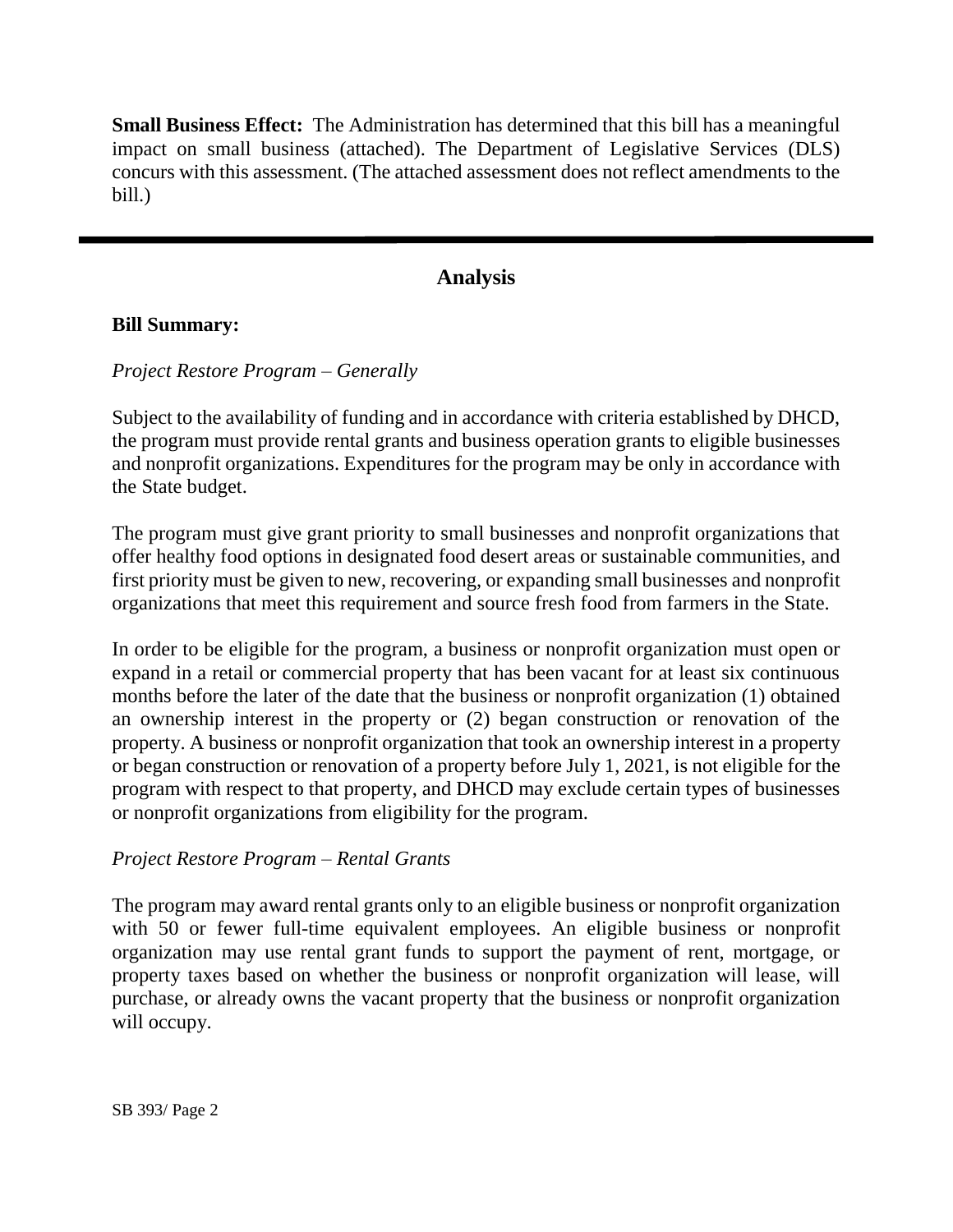**Small Business Effect:** The Administration has determined that this bill has a meaningful impact on small business (attached). The Department of Legislative Services (DLS) concurs with this assessment. (The attached assessment does not reflect amendments to the bill.)

---

## Analysis

**Bill Summary:**

*Project Restore Program – Generally*

Subject to the availability of funding and in accordance with criteria established by DHCD, the program must provide rental grants and business operation grants to eligible businesses and nonprofit organizations. Expenditures for the program may be only in accordance with the State budget.

The program must give grant priority to small businesses and nonprofit organizations that offer healthy food options in designated food desert areas or sustainable communities, and first priority must be given to new, recovering, or expanding small businesses and nonprofit organizations that meet this requirement and source fresh food from farmers in the State.

In order to be eligible for the program, a business or nonprofit organization must open or expand in a retail or commercial property that has been vacant for at least six continuous months before the later of the date that the business or nonprofit organization (1) obtained an ownership interest in the property or (2) began construction or renovation of the property. A business or nonprofit organization that took an ownership interest in a property or began construction or renovation of a property before July 1, 2021, is not eligible for the program with respect to that property, and DHCD may exclude certain types of businesses or nonprofit organizations from eligibility for the program.

*Project Restore Program – Rental Grants*

The program may award rental grants only to an eligible business or nonprofit organization with 50 or fewer full-time equivalent employees. An eligible business or nonprofit organization may use rental grant funds to support the payment of rent, mortgage, or property taxes based on whether the business or nonprofit organization will lease, will purchase, or already owns the vacant property that the business or nonprofit organization will occupy.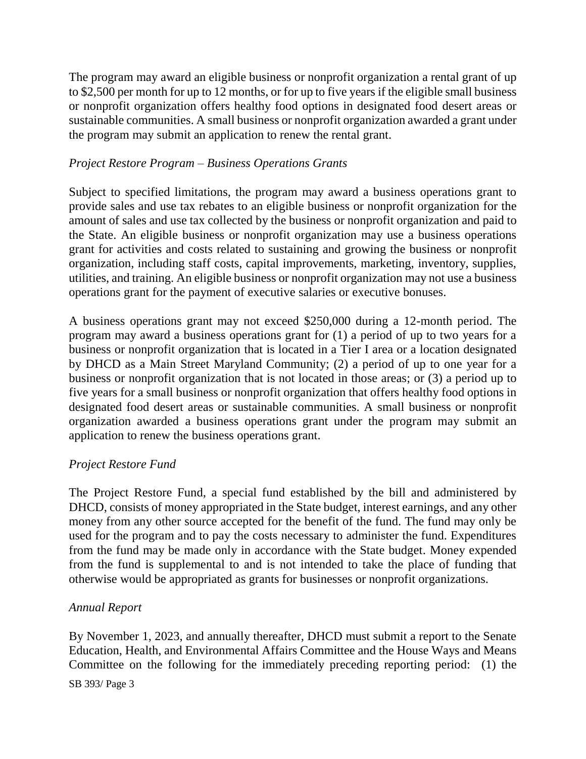The program may award an eligible business or nonprofit organization a rental grant of up to $2,500 per month for up to 12 months, or for up to five years if the eligible small business or nonprofit organization offers healthy food options in designated food desert areas or sustainable communities. A small business or nonprofit organization awarded a grant under the program may submit an application to renew the rental grant.

*Project Restore Program – Business Operations Grants*

Subject to specified limitations, the program may award a business operations grant to provide sales and use tax rebates to an eligible business or nonprofit organization for the amount of sales and use tax collected by the business or nonprofit organization and paid to the State. An eligible business or nonprofit organization may use a business operations grant for activities and costs related to sustaining and growing the business or nonprofit organization, including staff costs, capital improvements, marketing, inventory, supplies, utilities, and training. An eligible business or nonprofit organization may not use a business operations grant for the payment of executive salaries or executive bonuses.

A business operations grant may not exceed $250,000 during a 12-month period. The program may award a business operations grant for (1) a period of up to two years for a business or nonprofit organization that is located in a Tier I area or a location designated by DHCD as a Main Street Maryland Community; (2) a period of up to one year for a business or nonprofit organization that is not located in those areas; or (3) a period up to five years for a small business or nonprofit organization that offers healthy food options in designated food desert areas or sustainable communities. A small business or nonprofit organization awarded a business operations grant under the program may submit an application to renew the business operations grant.

*Project Restore Fund*

The Project Restore Fund, a special fund established by the bill and administered by DHCD, consists of money appropriated in the State budget, interest earnings, and any other money from any other source accepted for the benefit of the fund. The fund may only be used for the program and to pay the costs necessary to administer the fund. Expenditures from the fund may be made only in accordance with the State budget. Money expended from the fund is supplemental to and is not intended to take the place of funding that otherwise would be appropriated as grants for businesses or nonprofit organizations.

*Annual Report*

By November 1, 2023, and annually thereafter, DHCD must submit a report to the Senate Education, Health, and Environmental Affairs Committee and the House Ways and Means Committee on the following for the immediately preceding reporting period: (1) the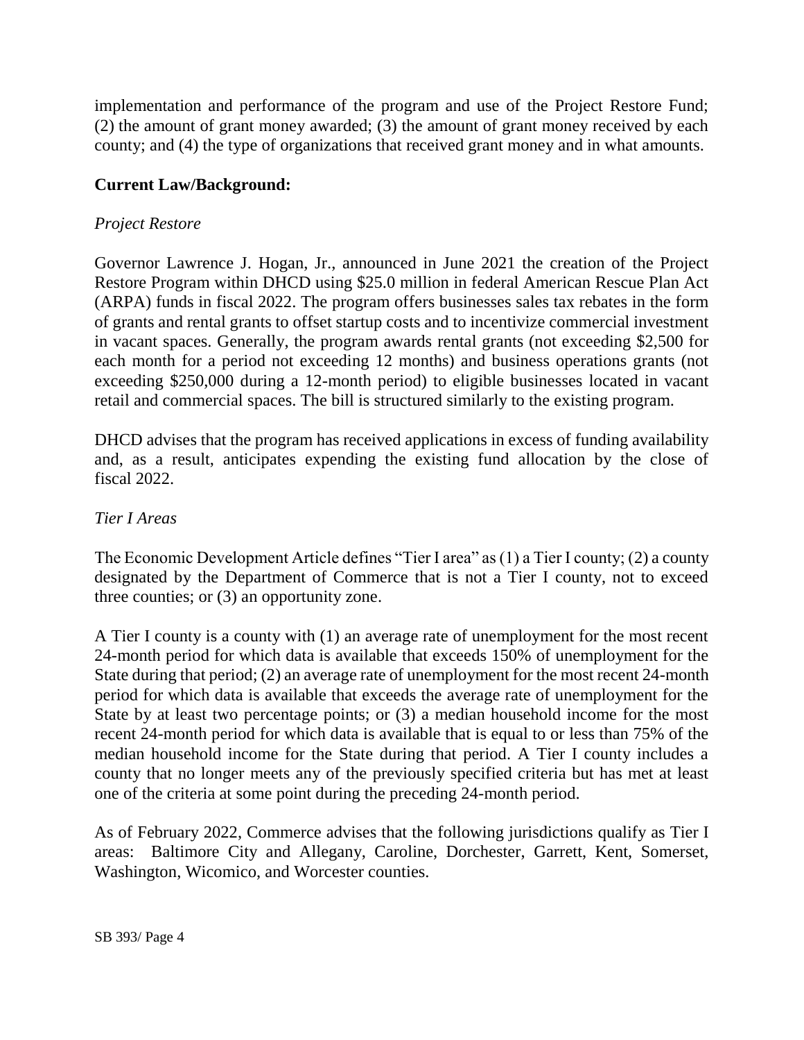implementation and performance of the program and use of the Project Restore Fund; (2) the amount of grant money awarded; (3) the amount of grant money received by each county; and (4) the type of organizations that received grant money and in what amounts.

**Current Law/Background:**

*Project Restore*

Governor Lawrence J. Hogan, Jr., announced in June 2021 the creation of the Project Restore Program within DHCD using $25.0 million in federal American Rescue Plan Act (ARPA) funds in fiscal 2022. The program offers businesses sales tax rebates in the form of grants and rental grants to offset startup costs and to incentivize commercial investment in vacant spaces. Generally, the program awards rental grants (not exceeding $2,500 for each month for a period not exceeding 12 months) and business operations grants (not exceeding $250,000 during a 12-month period) to eligible businesses located in vacant retail and commercial spaces. The bill is structured similarly to the existing program.

DHCD advises that the program has received applications in excess of funding availability and, as a result, anticipates expending the existing fund allocation by the close of fiscal 2022.

*Tier I Areas*

The Economic Development Article defines "Tier I area" as (1) a Tier I county; (2) a county designated by the Department of Commerce that is not a Tier I county, not to exceed three counties; or (3) an opportunity zone.

A Tier I county is a county with (1) an average rate of unemployment for the most recent 24-month period for which data is available that exceeds 150% of unemployment for the State during that period; (2) an average rate of unemployment for the most recent 24-month period for which data is available that exceeds the average rate of unemployment for the State by at least two percentage points; or (3) a median household income for the most recent 24-month period for which data is available that is equal to or less than 75% of the median household income for the State during that period. A Tier I county includes a county that no longer meets any of the previously specified criteria but has met at least one of the criteria at some point during the preceding 24-month period.

As of February 2022, Commerce advises that the following jurisdictions qualify as Tier I areas: Baltimore City and Allegany, Caroline, Dorchester, Garrett, Kent, Somerset, Washington, Wicomico, and Worcester counties.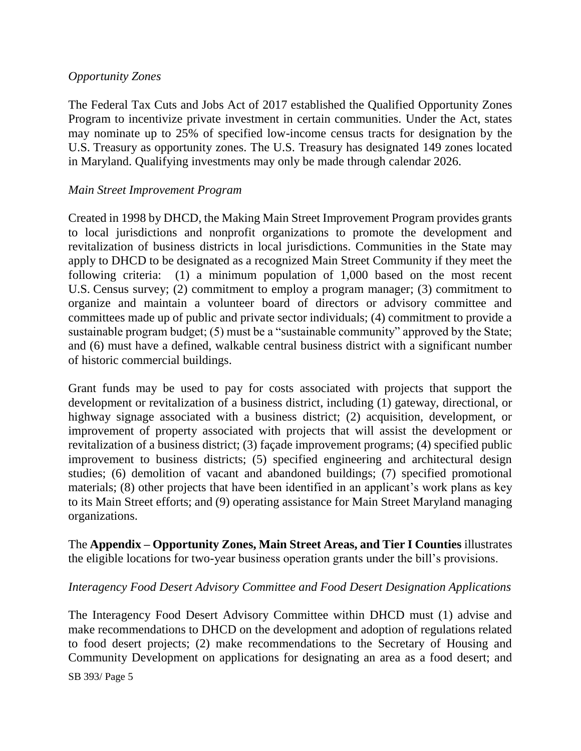*Opportunity Zones*

The Federal Tax Cuts and Jobs Act of 2017 established the Qualified Opportunity Zones Program to incentivize private investment in certain communities. Under the Act, states may nominate up to 25% of specified low-income census tracts for designation by the U.S. Treasury as opportunity zones. The U.S. Treasury has designated 149 zones located in Maryland. Qualifying investments may only be made through calendar 2026.

*Main Street Improvement Program*

Created in 1998 by DHCD, the Making Main Street Improvement Program provides grants to local jurisdictions and nonprofit organizations to promote the development and revitalization of business districts in local jurisdictions. Communities in the State may apply to DHCD to be designated as a recognized Main Street Community if they meet the following criteria: (1) a minimum population of 1,000 based on the most recent U.S. Census survey; (2) commitment to employ a program manager; (3) commitment to organize and maintain a volunteer board of directors or advisory committee and committees made up of public and private sector individuals; (4) commitment to provide a sustainable program budget; (5) must be a "sustainable community" approved by the State; and (6) must have a defined, walkable central business district with a significant number of historic commercial buildings.

Grant funds may be used to pay for costs associated with projects that support the development or revitalization of a business district, including (1) gateway, directional, or highway signage associated with a business district; (2) acquisition, development, or improvement of property associated with projects that will assist the development or revitalization of a business district; (3) façade improvement programs; (4) specified public improvement to business districts; (5) specified engineering and architectural design studies; (6) demolition of vacant and abandoned buildings; (7) specified promotional materials; (8) other projects that have been identified in an applicant's work plans as key to its Main Street efforts; and (9) operating assistance for Main Street Maryland managing organizations.

The **Appendix – Opportunity Zones, Main Street Areas, and Tier I Counties** illustrates the eligible locations for two-year business operation grants under the bill's provisions.

*Interagency Food Desert Advisory Committee and Food Desert Designation Applications*

The Interagency Food Desert Advisory Committee within DHCD must (1) advise and make recommendations to DHCD on the development and adoption of regulations related to food desert projects; (2) make recommendations to the Secretary of Housing and Community Development on applications for designating an area as a food desert; and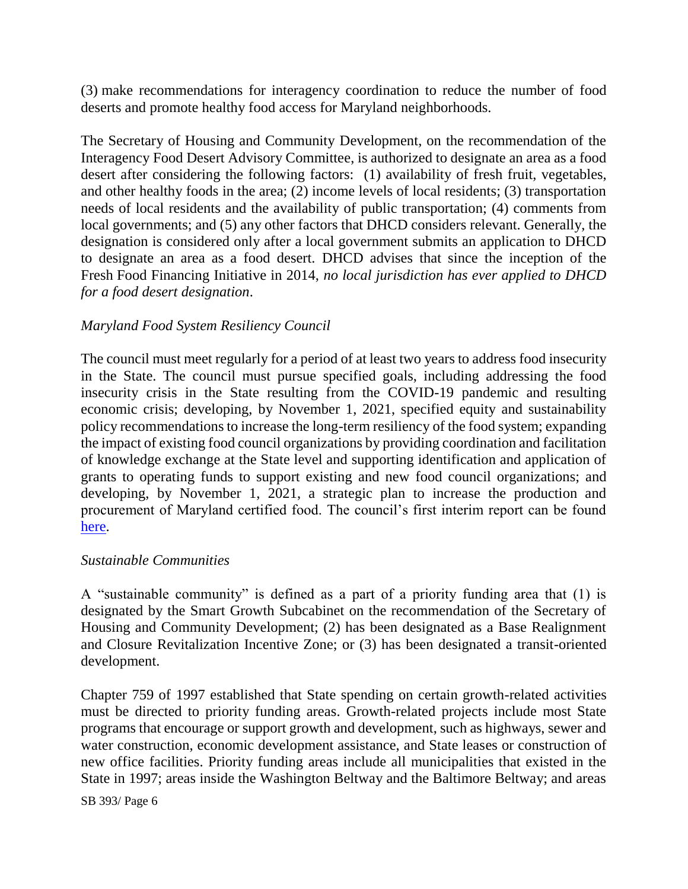(3) make recommendations for interagency coordination to reduce the number of food deserts and promote healthy food access for Maryland neighborhoods.

The Secretary of Housing and Community Development, on the recommendation of the Interagency Food Desert Advisory Committee, is authorized to designate an area as a food desert after considering the following factors: (1) availability of fresh fruit, vegetables, and other healthy foods in the area; (2) income levels of local residents; (3) transportation needs of local residents and the availability of public transportation; (4) comments from local governments; and (5) any other factors that DHCD considers relevant. Generally, the designation is considered only after a local government submits an application to DHCD to designate an area as a food desert. DHCD advises that since the inception of the Fresh Food Financing Initiative in 2014, *no local jurisdiction has ever applied to DHCD for a food desert designation*.

*Maryland Food System Resiliency Council*

The council must meet regularly for a period of at least two years to address food insecurity in the State. The council must pursue specified goals, including addressing the food insecurity crisis in the State resulting from the COVID-19 pandemic and resulting economic crisis; developing, by November 1, 2021, specified equity and sustainability policy recommendations to increase the long-term resiliency of the food system; expanding the impact of existing food council organizations by providing coordination and facilitation of knowledge exchange at the State level and supporting identification and application of grants to operating funds to support existing and new food council organizations; and developing, by November 1, 2021, a strategic plan to increase the production and procurement of Maryland certified food. The council's first interim report can be found here.

*Sustainable Communities*

A "sustainable community" is defined as a part of a priority funding area that (1) is designated by the Smart Growth Subcabinet on the recommendation of the Secretary of Housing and Community Development; (2) has been designated as a Base Realignment and Closure Revitalization Incentive Zone; or (3) has been designated a transit-oriented development.

Chapter 759 of 1997 established that State spending on certain growth-related activities must be directed to priority funding areas. Growth-related projects include most State programs that encourage or support growth and development, such as highways, sewer and water construction, economic development assistance, and State leases or construction of new office facilities. Priority funding areas include all municipalities that existed in the State in 1997; areas inside the Washington Beltway and the Baltimore Beltway; and areas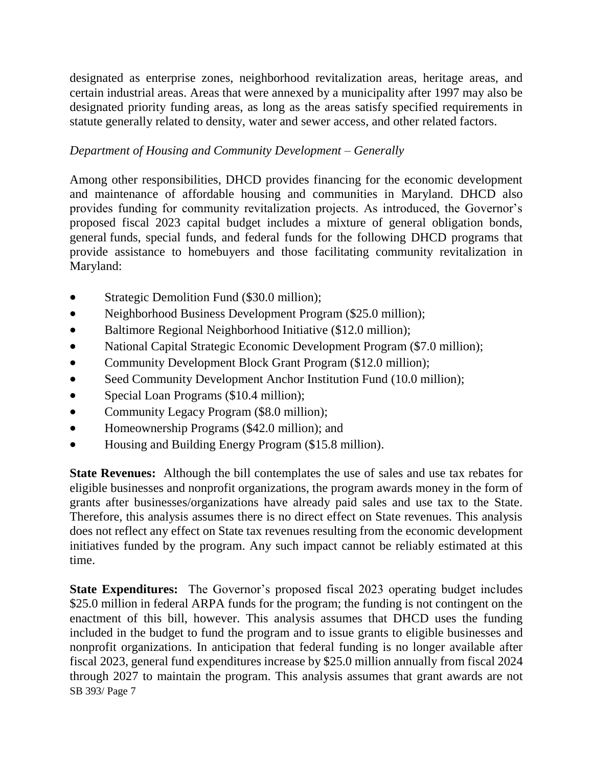designated as enterprise zones, neighborhood revitalization areas, heritage areas, and certain industrial areas. Areas that were annexed by a municipality after 1997 may also be designated priority funding areas, as long as the areas satisfy specified requirements in statute generally related to density, water and sewer access, and other related factors.

*Department of Housing and Community Development – Generally*

Among other responsibilities, DHCD provides financing for the economic development and maintenance of affordable housing and communities in Maryland. DHCD also provides funding for community revitalization projects. As introduced, the Governor's proposed fiscal 2023 capital budget includes a mixture of general obligation bonds, general funds, special funds, and federal funds for the following DHCD programs that provide assistance to homebuyers and those facilitating community revitalization in Maryland:

- Strategic Demolition Fund ($30.0 million);
- Neighborhood Business Development Program ($25.0 million);
- Baltimore Regional Neighborhood Initiative ($12.0 million);
- National Capital Strategic Economic Development Program ($7.0 million);
- Community Development Block Grant Program ($12.0 million);
- Seed Community Development Anchor Institution Fund (10.0 million);
- Special Loan Programs ($10.4 million);
- Community Legacy Program ($8.0 million);
- Homeownership Programs ($42.0 million); and
- Housing and Building Energy Program ($15.8 million).

**State Revenues:** Although the bill contemplates the use of sales and use tax rebates for eligible businesses and nonprofit organizations, the program awards money in the form of grants after businesses/organizations have already paid sales and use tax to the State. Therefore, this analysis assumes there is no direct effect on State revenues. This analysis does not reflect any effect on State tax revenues resulting from the economic development initiatives funded by the program. Any such impact cannot be reliably estimated at this time.

**State Expenditures:** The Governor's proposed fiscal 2023 operating budget includes $25.0 million in federal ARPA funds for the program; the funding is not contingent on the enactment of this bill, however. This analysis assumes that DHCD uses the funding included in the budget to fund the program and to issue grants to eligible businesses and nonprofit organizations. In anticipation that federal funding is no longer available after fiscal 2023, general fund expenditures increase by $25.0 million annually from fiscal 2024 through 2027 to maintain the program. This analysis assumes that grant awards are not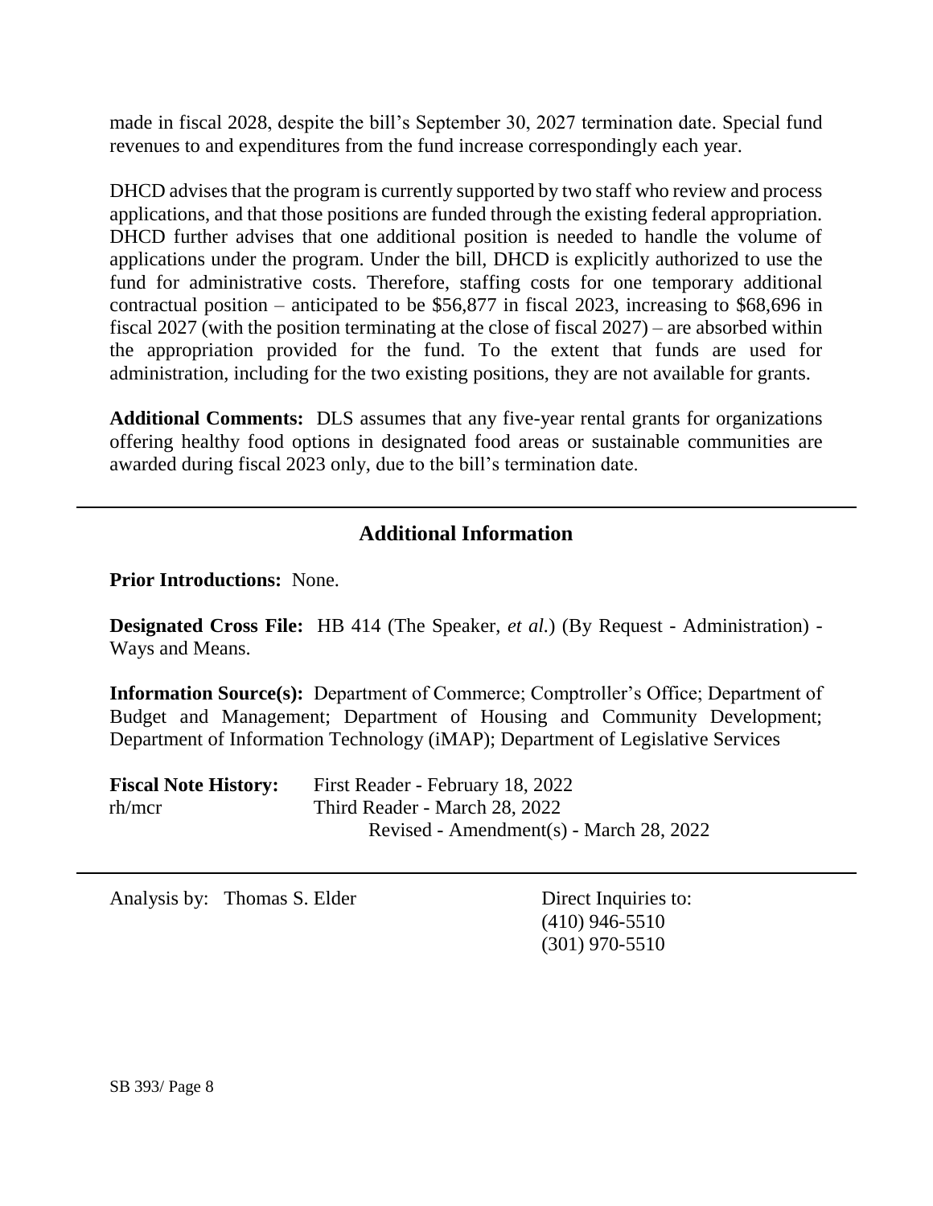made in fiscal 2028, despite the bill's September 30, 2027 termination date. Special fund revenues to and expenditures from the fund increase correspondingly each year.

DHCD advises that the program is currently supported by two staff who review and process applications, and that those positions are funded through the existing federal appropriation. DHCD further advises that one additional position is needed to handle the volume of applications under the program. Under the bill, DHCD is explicitly authorized to use the fund for administrative costs. Therefore, staffing costs for one temporary additional contractual position – anticipated to be $56,877 in fiscal 2023, increasing to $68,696 in fiscal 2027 (with the position terminating at the close of fiscal 2027) – are absorbed within the appropriation provided for the fund. To the extent that funds are used for administration, including for the two existing positions, they are not available for grants.

**Additional Comments:** DLS assumes that any five-year rental grants for organizations offering healthy food options in designated food areas or sustainable communities are awarded during fiscal 2023 only, due to the bill's termination date.

## Additional Information

**Prior Introductions:** None.

**Designated Cross File:** HB 414 (The Speaker, *et al.*) (By Request - Administration) - Ways and Means.

**Information Source(s):** Department of Commerce; Comptroller's Office; Department of Budget and Management; Department of Housing and Community Development; Department of Information Technology (iMAP); Department of Legislative Services

**Fiscal Note History:** First Reader - February 18, 2022
rh/mcr Third Reader - March 28, 2022
Revised - Amendment(s) - March 28, 2022

Analysis by: Thomas S. Elder

Direct Inquiries to:
(410) 946-5510
(301) 970-5510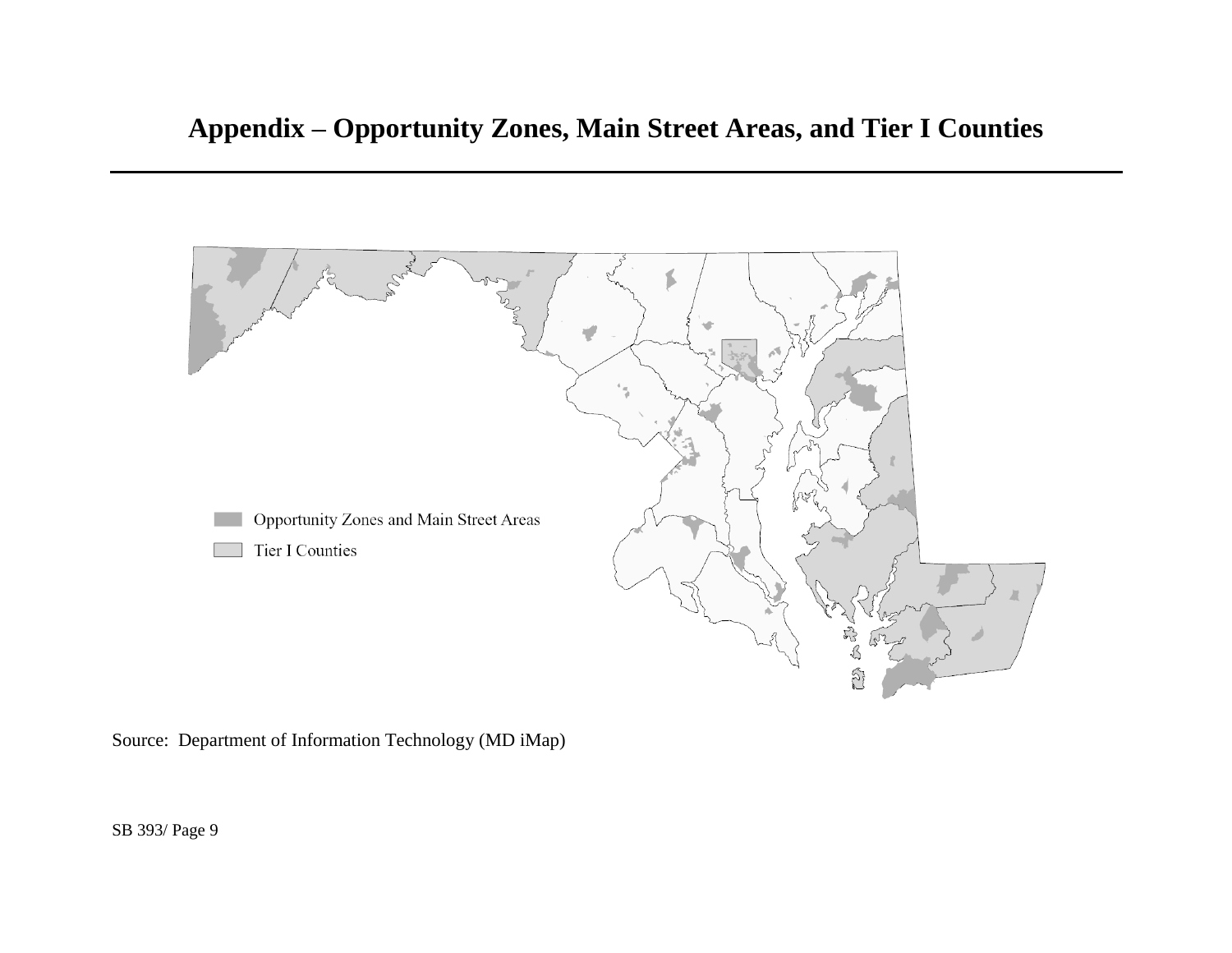## Appendix – Opportunity Zones, Main Street Areas, and Tier I Counties

Opportunity Zones and Main Street Areas

Tier I Counties

Source: Department of Information Technology (MD iMap)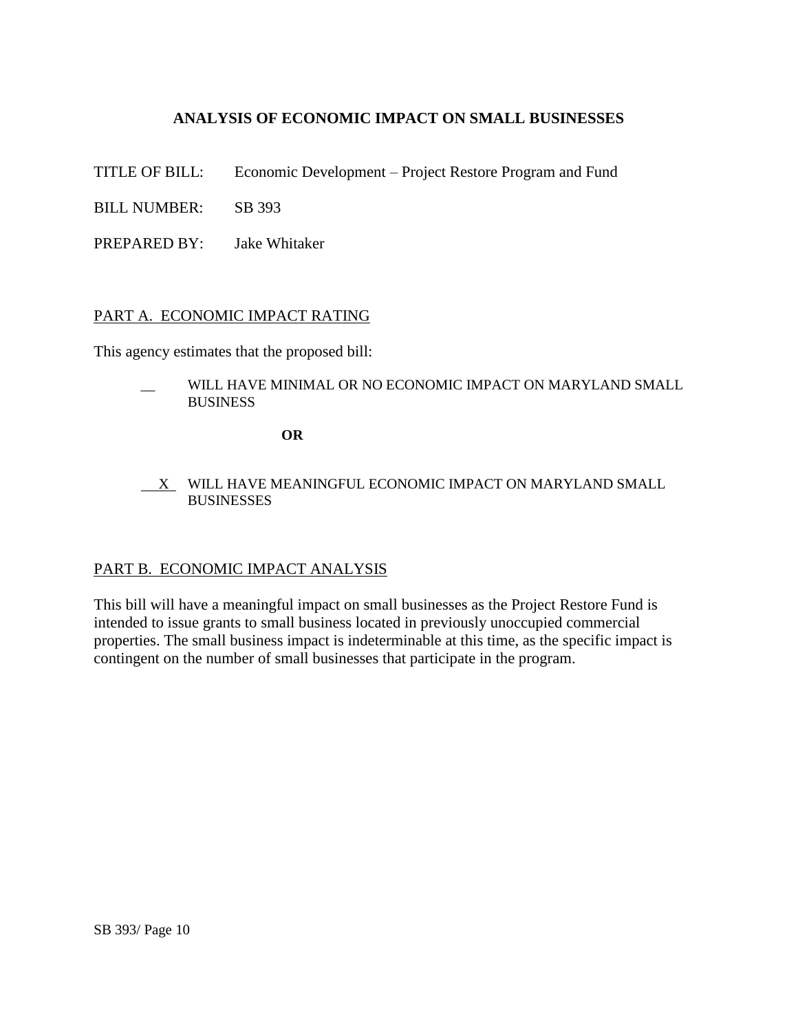# ANALYSIS OF ECONOMIC IMPACT ON SMALL BUSINESSES

TITLE OF BILL: Economic Development – Project Restore Program and Fund

BILL NUMBER: SB 393

PREPARED BY: Jake Whitaker

## PART A. ECONOMIC IMPACT RATING

This agency estimates that the proposed bill:

__ WILL HAVE MINIMAL OR NO ECONOMIC IMPACT ON MARYLAND SMALL BUSINESS

**OR**

X WILL HAVE MEANINGFUL ECONOMIC IMPACT ON MARYLAND SMALL BUSINESSES

## PART B. ECONOMIC IMPACT ANALYSIS

This bill will have a meaningful impact on small businesses as the Project Restore Fund is intended to issue grants to small business located in previously unoccupied commercial properties. The small business impact is indeterminable at this time, as the specific impact is contingent on the number of small businesses that participate in the program.